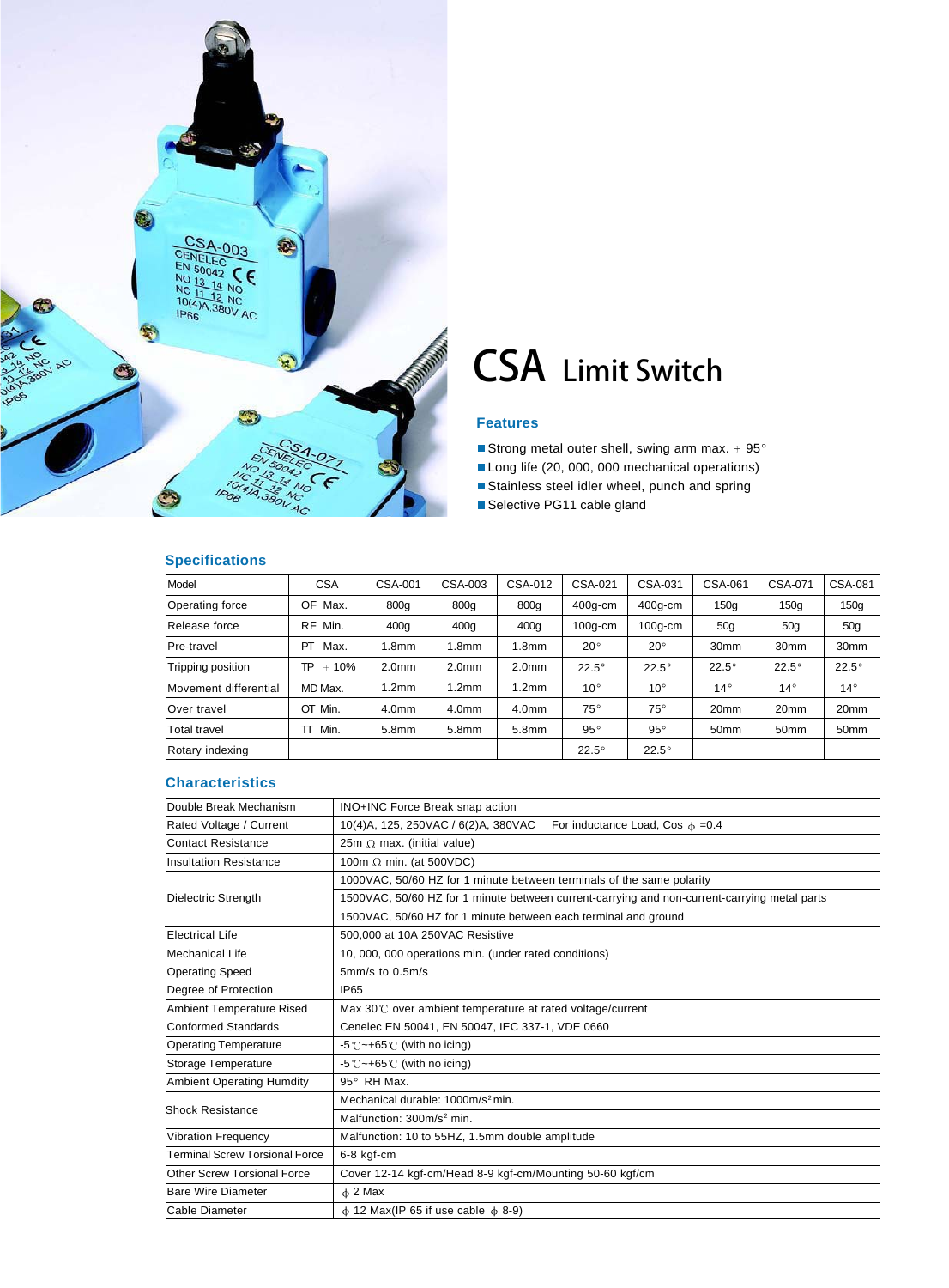# CSA Limit Switch

### Features

- Strong metal outer shell, swing arm max. ± 95°
- Long life (20, 000, 000 mechanical operations)
- Stainless steel idler wheel, punch and spring
- Selective PG11 cable gland

### Specifications

| Model | CSA | CSA-001 | CSA-003 | CSA-012 | CSA-021 | CSA-031 | CSA-061 | CSA-071 | CSA-081 |
|---|---|---|---|---|---|---|---|---|---|
| Operating force | OF Max. | 800g | 800g | 800g | 400g-cm | 400g-cm | 150g | 150g | 150g |
| Release force | RF Min. | 400g | 400g | 400g | 100g-cm | 100g-cm | 50g | 50g | 50g |
| Pre-travel | PT Max. | 1.8mm | 1.8mm | 1.8mm | 20° | 20° | 30mm | 30mm | 30mm |
| Tripping position | TP ± 10% | 2.0mm | 2.0mm | 2.0mm | 22.5° | 22.5° | 22.5° | 22.5° | 22.5° |
| Movement differential | MD Max. | 1.2mm | 1.2mm | 1.2mm | 10° | 10° | 14° | 14° | 14° |
| Over travel | OT Min. | 4.0mm | 4.0mm | 4.0mm | 75° | 75° | 20mm | 20mm | 20mm |
| Total travel | TT Min. | 5.8mm | 5.8mm | 5.8mm | 95° | 95° | 50mm | 50mm | 50mm |
| Rotary indexing | | | | | 22.5° | 22.5° | | | |

### Characteristics

| | |
|---|---|
| Double Break Mechanism | INO+INC Force Break snap action |
| Rated Voltage / Current | 10(4)A, 125, 250VAC / 6(2)A, 380VAC For inductance Load, Cos ϕ =0.4 |
| Contact Resistance | 25m Ω max. (initial value) |
| Insultation Resistance | 100m Ω min. (at 500VDC) |
| Dielectric Strength | 1000VAC, 50/60 HZ for 1 minute between terminals of the same polarity |
| | 1500VAC, 50/60 HZ for 1 minute between current-carrying and non-current-carrying metal parts |
| | 1500VAC, 50/60 HZ for 1 minute between each terminal and ground |
| Electrical Life | 500,000 at 10A 250VAC Resistive |
| Mechanical Life | 10, 000, 000 operations min. (under rated conditions) |
| Operating Speed | 5mm/s to 0.5m/s |
| Degree of Protection | IP65 |
| Ambient Temperature Rised | Max 30℃ over ambient temperature at rated voltage/current |
| Conformed Standards | Cenelec EN 50041, EN 50047, IEC 337-1, VDE 0660 |
| Operating Temperature | -5℃~+65℃ (with no icing) |
| Storage Temperature | -5℃~+65℃ (with no icing) |
| Ambient Operating Humdity | 95° RH Max. |
| Shock Resistance | Mechanical durable: 1000m/s² min. |
| | Malfunction: 300m/s² min. |
| Vibration Frequency | Malfunction: 10 to 55HZ, 1.5mm double amplitude |
| Terminal Screw Torsional Force | 6-8 kgf-cm |
| Other Screw Torsional Force | Cover 12-14 kgf-cm/Head 8-9 kgf-cm/Mounting 50-60 kgf/cm |
| Bare Wire Diameter | ϕ 2 Max |
| Cable Diameter | ϕ 12 Max(IP 65 if use cable ϕ 8-9) |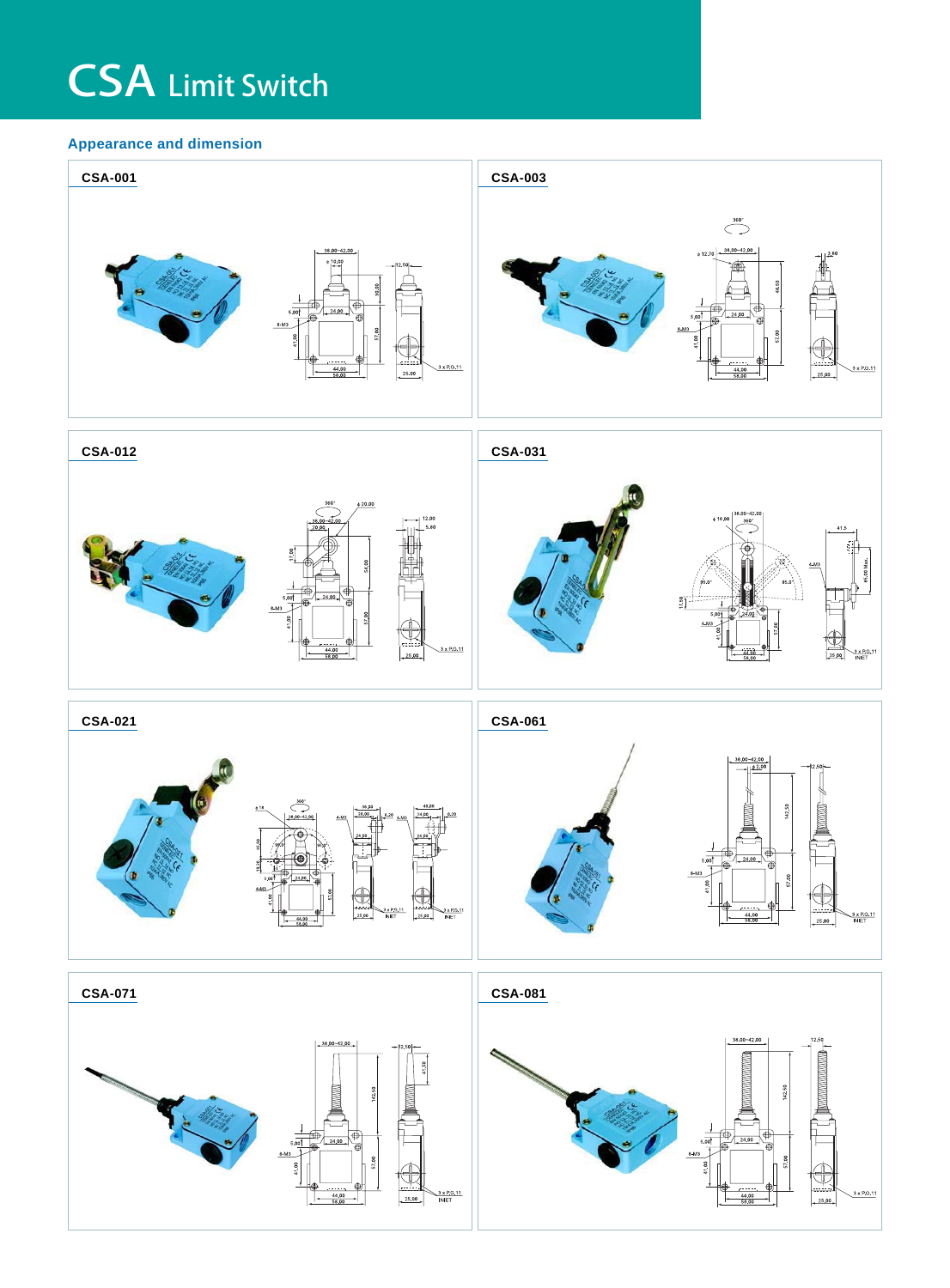# CSA Limit Switch

## Appearance and dimension

### CSA-001

38.00~42.00
φ 10.00
12.50
30.00
5.00
24.00
8-M3
41.00
57.00
44.00
58.00
25.00
3 x P.G.11

### CSA-003

360°
φ 12.70
38.00~42.00
3.80
46.50
5.00
24.00
8-M3
41.00
57.00
44.00
58.00
25.00
3 x P.G.11

### CSA-012

360°
φ 20.00
38.00~42.00
20.00
12.00
5.80
37.00
54.00
5.00
24.00
8-M3
41.00
57.00
44.00
58.00
25.00
3 x P.G.11

### CSA-031

38.00~42.00
φ 16.00
360°
41.5
85.00 Max.
4-M3
35.0°
35.0°
17.50
5.00
24.00
4-M3
41.00
57.00
44.00
58.00
25.00
3 x P.G.11
INLET

### CSA-021

360°
φ 16
38.00~42.00
36.00
38.00
4-M3
6.20
40.00
24.00
6.20
4-M3
15.50
24.00
24.00
5.00
24.00
4-M3
41.00
57.00
44.00
58.00
25.00
3 x P.G.11
INLET
25.00
3 x P.G.11
INLET

### CSA-061

38.00~42.00
φ 2.00
12.50
142.50
5.00
24.00
8-M3
41.00
57.00
44.00
58.00
25.00
3 x P.G.11
INLET

### CSA-071

38.00~42.00
12.50
41.50
142.50
5.00
24.00
8-M3
41.00
57.00
44.00
58.00
25.00
3 x P.G.11
INLET

### CSA-081

38.00~42.00
12.50
142.50
5.00
24.00
8-M3
41.00
57.00
44.00
58.00
25.00
3 x P.G.11